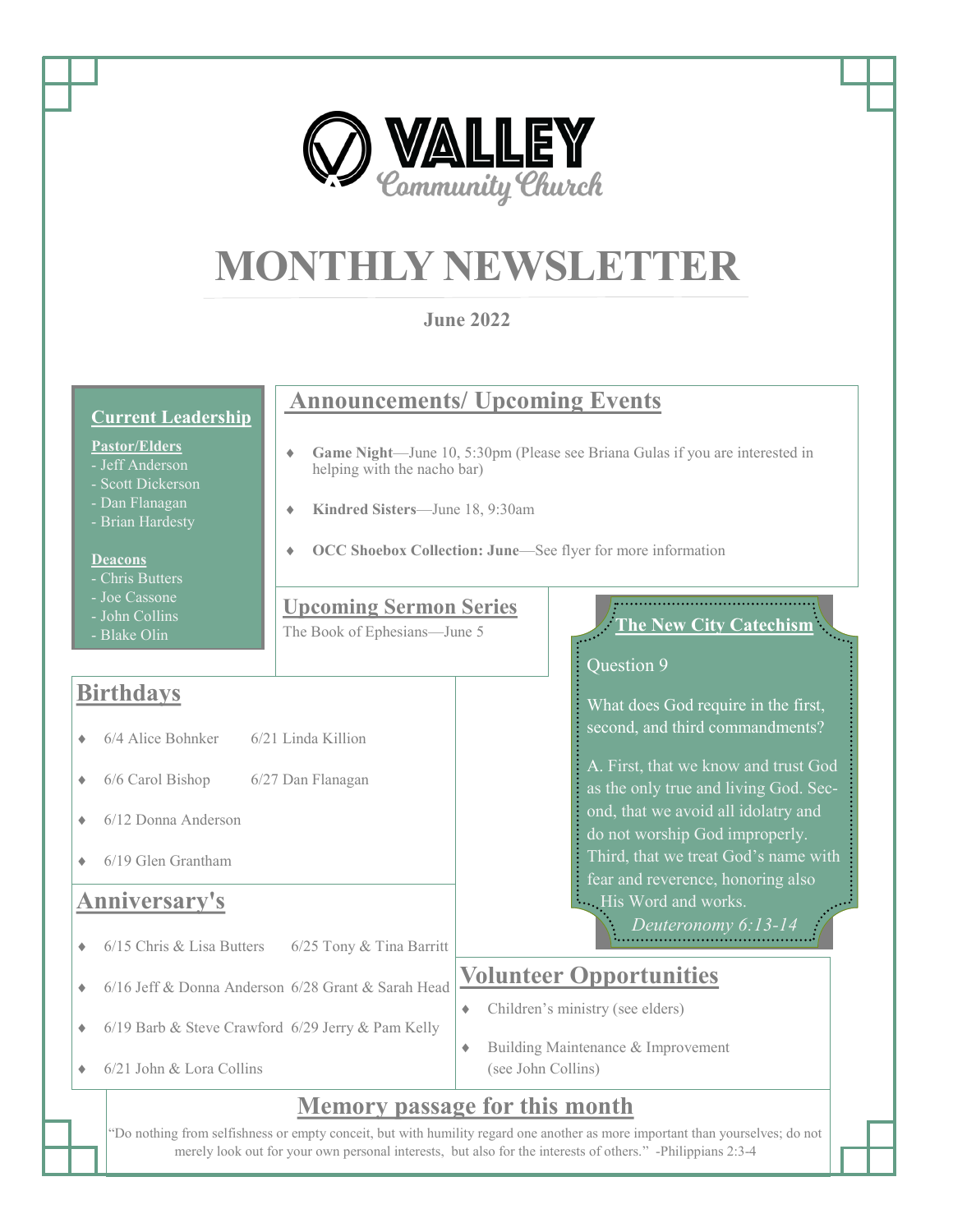VALLEY
Community Church

# MONTHLY NEWSLETTER

**June 2022**

## Current Leadership

**Pastor/Elders**
- Jeff Anderson
- Scott Dickerson
- Dan Flanagan
- Brian Hardesty

**Deacons**
- Chris Butters
- Joe Cassone
- John Collins
- Blake Olin

## Announcements/ Upcoming Events

- **Game Night**—June 10, 5:30pm (Please see Briana Gulas if you are interested in helping with the nacho bar)
- **Kindred Sisters**—June 18, 9:30am
- **OCC Shoebox Collection: June**—See flyer for more information

## Upcoming Sermon Series

The Book of Ephesians—June 5

## Birthdays

- 6/4 Alice Bohnker
- 6/6 Carol Bishop
- 6/12 Donna Anderson
- 6/19 Glen Grantham
- 6/21 Linda Killion
- 6/27 Dan Flanagan

## Anniversary's

- 6/15 Chris & Lisa Butters
- 6/16 Jeff & Donna Anderson
- 6/19 Barb & Steve Crawford
- 6/21 John & Lora Collins
- 6/25 Tony & Tina Barritt
- 6/28 Grant & Sarah Head
- 6/29 Jerry & Pam Kelly

## The New City Catechism

Question 9

What does God require in the first, second, and third commandments?

A. First, that we know and trust God as the only true and living God. Second, that we avoid all idolatry and do not worship God improperly. Third, that we treat God's name with fear and reverence, honoring also His Word and works.

*Deuteronomy 6:13-14*

## Volunteer Opportunities

- Children's ministry (see elders)
- Building Maintenance & Improvement (see John Collins)

## Memory passage for this month

"Do nothing from selfishness or empty conceit, but with humility regard one another as more important than yourselves; do not merely look out for your own personal interests, but also for the interests of others." -Philippians 2:3-4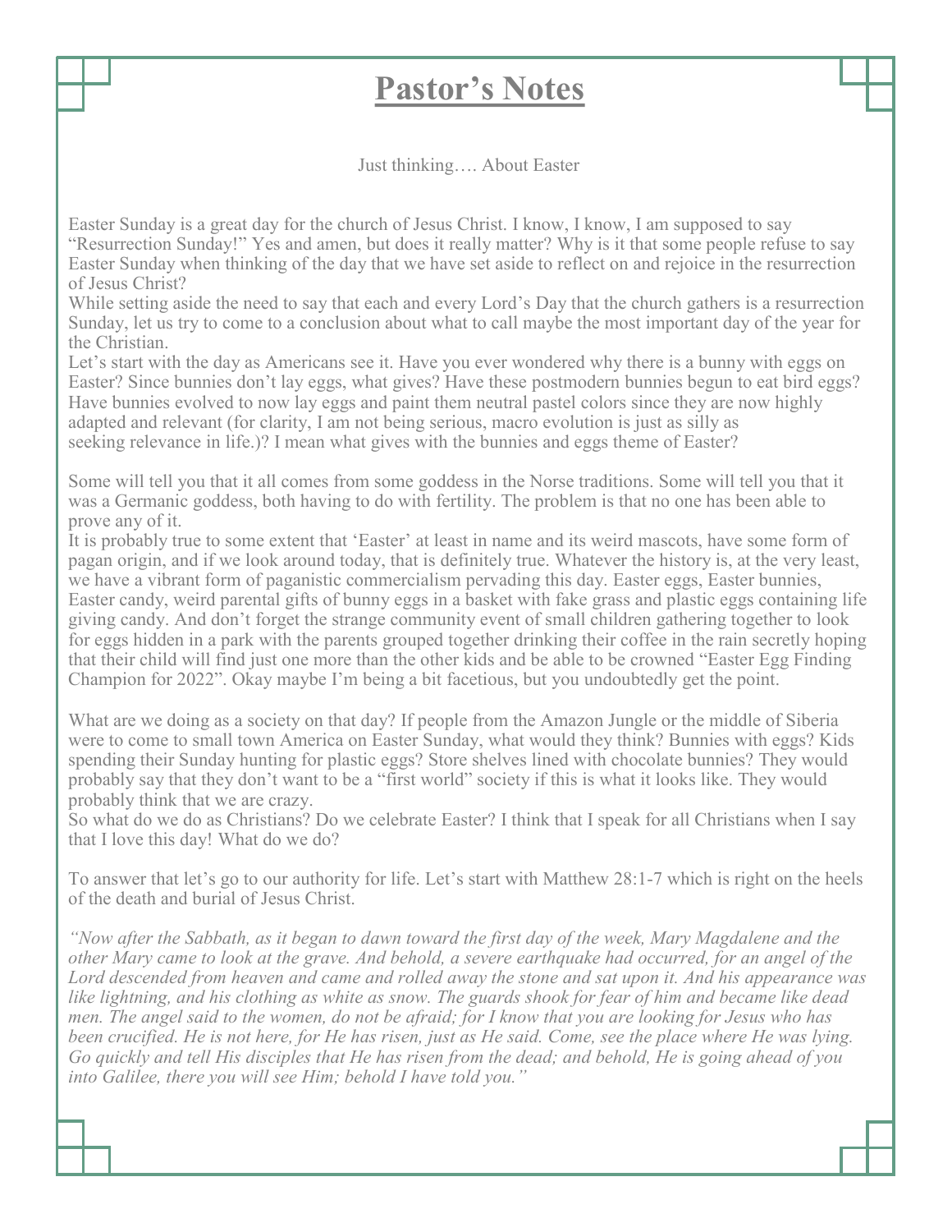# Pastor's Notes

Just thinking…. About Easter

Easter Sunday is a great day for the church of Jesus Christ. I know, I know, I am supposed to say "Resurrection Sunday!" Yes and amen, but does it really matter? Why is it that some people refuse to say Easter Sunday when thinking of the day that we have set aside to reflect on and rejoice in the resurrection of Jesus Christ?

While setting aside the need to say that each and every Lord's Day that the church gathers is a resurrection Sunday, let us try to come to a conclusion about what to call maybe the most important day of the year for the Christian.

Let's start with the day as Americans see it. Have you ever wondered why there is a bunny with eggs on Easter? Since bunnies don't lay eggs, what gives? Have these postmodern bunnies begun to eat bird eggs? Have bunnies evolved to now lay eggs and paint them neutral pastel colors since they are now highly adapted and relevant (for clarity, I am not being serious, macro evolution is just as silly as seeking relevance in life.)? I mean what gives with the bunnies and eggs theme of Easter?

Some will tell you that it all comes from some goddess in the Norse traditions. Some will tell you that it was a Germanic goddess, both having to do with fertility. The problem is that no one has been able to prove any of it.

It is probably true to some extent that 'Easter' at least in name and its weird mascots, have some form of pagan origin, and if we look around today, that is definitely true. Whatever the history is, at the very least, we have a vibrant form of paganistic commercialism pervading this day. Easter eggs, Easter bunnies, Easter candy, weird parental gifts of bunny eggs in a basket with fake grass and plastic eggs containing life giving candy. And don't forget the strange community event of small children gathering together to look for eggs hidden in a park with the parents grouped together drinking their coffee in the rain secretly hoping that their child will find just one more than the other kids and be able to be crowned "Easter Egg Finding Champion for 2022". Okay maybe I'm being a bit facetious, but you undoubtedly get the point.

What are we doing as a society on that day? If people from the Amazon Jungle or the middle of Siberia were to come to small town America on Easter Sunday, what would they think? Bunnies with eggs? Kids spending their Sunday hunting for plastic eggs? Store shelves lined with chocolate bunnies? They would probably say that they don't want to be a "first world" society if this is what it looks like. They would probably think that we are crazy.

So what do we do as Christians? Do we celebrate Easter? I think that I speak for all Christians when I say that I love this day! What do we do?

To answer that let's go to our authority for life. Let's start with Matthew 28:1-7 which is right on the heels of the death and burial of Jesus Christ.

*"Now after the Sabbath, as it began to dawn toward the first day of the week, Mary Magdalene and the other Mary came to look at the grave. And behold, a severe earthquake had occurred, for an angel of the Lord descended from heaven and came and rolled away the stone and sat upon it. And his appearance was like lightning, and his clothing as white as snow. The guards shook for fear of him and became like dead men. The angel said to the women, do not be afraid; for I know that you are looking for Jesus who has been crucified. He is not here, for He has risen, just as He said. Come, see the place where He was lying. Go quickly and tell His disciples that He has risen from the dead; and behold, He is going ahead of you into Galilee, there you will see Him; behold I have told you."*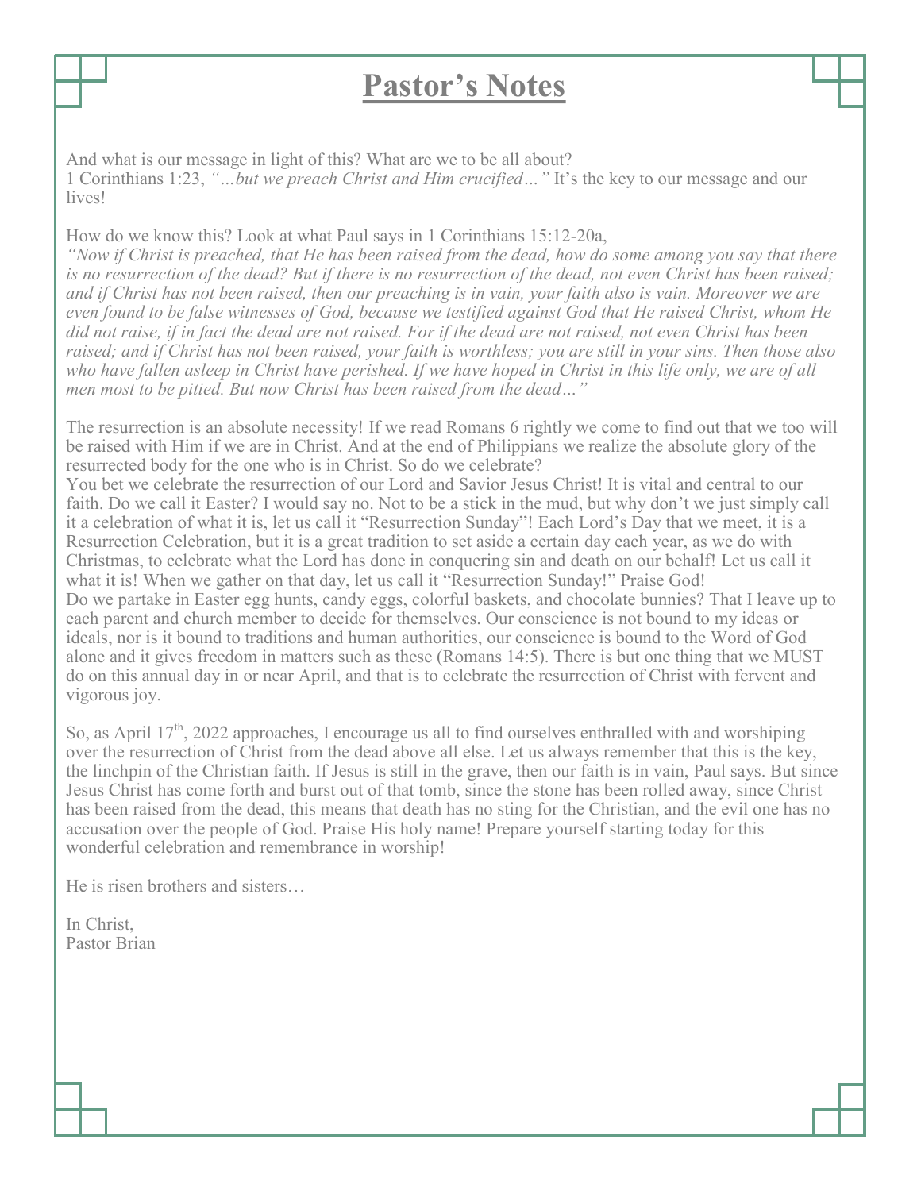# Pastor's Notes

And what is our message in light of this? What are we to be all about?
1 Corinthians 1:23, *"…but we preach Christ and Him crucified…"* It's the key to our message and our lives!

How do we know this? Look at what Paul says in 1 Corinthians 15:12-20a,
*"Now if Christ is preached, that He has been raised from the dead, how do some among you say that there is no resurrection of the dead? But if there is no resurrection of the dead, not even Christ has been raised; and if Christ has not been raised, then our preaching is in vain, your faith also is vain. Moreover we are even found to be false witnesses of God, because we testified against God that He raised Christ, whom He did not raise, if in fact the dead are not raised. For if the dead are not raised, not even Christ has been raised; and if Christ has not been raised, your faith is worthless; you are still in your sins. Then those also who have fallen asleep in Christ have perished. If we have hoped in Christ in this life only, we are of all men most to be pitied. But now Christ has been raised from the dead…"*

The resurrection is an absolute necessity! If we read Romans 6 rightly we come to find out that we too will be raised with Him if we are in Christ. And at the end of Philippians we realize the absolute glory of the resurrected body for the one who is in Christ. So do we celebrate?
You bet we celebrate the resurrection of our Lord and Savior Jesus Christ! It is vital and central to our faith. Do we call it Easter? I would say no. Not to be a stick in the mud, but why don't we just simply call it a celebration of what it is, let us call it "Resurrection Sunday"! Each Lord's Day that we meet, it is a Resurrection Celebration, but it is a great tradition to set aside a certain day each year, as we do with Christmas, to celebrate what the Lord has done in conquering sin and death on our behalf! Let us call it what it is! When we gather on that day, let us call it "Resurrection Sunday!" Praise God!
Do we partake in Easter egg hunts, candy eggs, colorful baskets, and chocolate bunnies? That I leave up to each parent and church member to decide for themselves. Our conscience is not bound to my ideas or ideals, nor is it bound to traditions and human authorities, our conscience is bound to the Word of God alone and it gives freedom in matters such as these (Romans 14:5). There is but one thing that we MUST do on this annual day in or near April, and that is to celebrate the resurrection of Christ with fervent and vigorous joy.

So, as April 17th, 2022 approaches, I encourage us all to find ourselves enthralled with and worshiping over the resurrection of Christ from the dead above all else. Let us always remember that this is the key, the linchpin of the Christian faith. If Jesus is still in the grave, then our faith is in vain, Paul says. But since Jesus Christ has come forth and burst out of that tomb, since the stone has been rolled away, since Christ has been raised from the dead, this means that death has no sting for the Christian, and the evil one has no accusation over the people of God. Praise His holy name! Prepare yourself starting today for this wonderful celebration and remembrance in worship!

He is risen brothers and sisters…

In Christ,
Pastor Brian